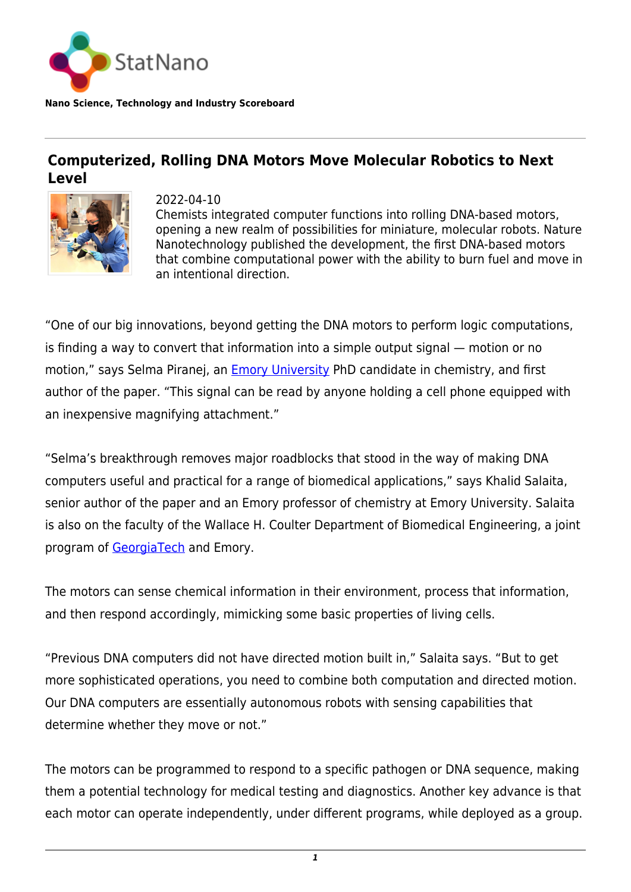StatNano

**Nano Science, Technology and Industry Scoreboard**

## Computerized, Rolling DNA Motors Move Molecular Robotics to Next Level

2022-04-10

Chemists integrated computer functions into rolling DNA-based motors, opening a new realm of possibilities for miniature, molecular robots. Nature Nanotechnology published the development, the first DNA-based motors that combine computational power with the ability to burn fuel and move in an intentional direction.

"One of our big innovations, beyond getting the DNA motors to perform logic computations, is finding a way to convert that information into a simple output signal — motion or no motion," says Selma Piranej, an Emory University PhD candidate in chemistry, and first author of the paper. "This signal can be read by anyone holding a cell phone equipped with an inexpensive magnifying attachment."

"Selma's breakthrough removes major roadblocks that stood in the way of making DNA computers useful and practical for a range of biomedical applications," says Khalid Salaita, senior author of the paper and an Emory professor of chemistry at Emory University. Salaita is also on the faculty of the Wallace H. Coulter Department of Biomedical Engineering, a joint program of GeorgiaTech and Emory.

The motors can sense chemical information in their environment, process that information, and then respond accordingly, mimicking some basic properties of living cells.

"Previous DNA computers did not have directed motion built in," Salaita says. "But to get more sophisticated operations, you need to combine both computation and directed motion. Our DNA computers are essentially autonomous robots with sensing capabilities that determine whether they move or not."

The motors can be programmed to respond to a specific pathogen or DNA sequence, making them a potential technology for medical testing and diagnostics. Another key advance is that each motor can operate independently, under different programs, while deployed as a group.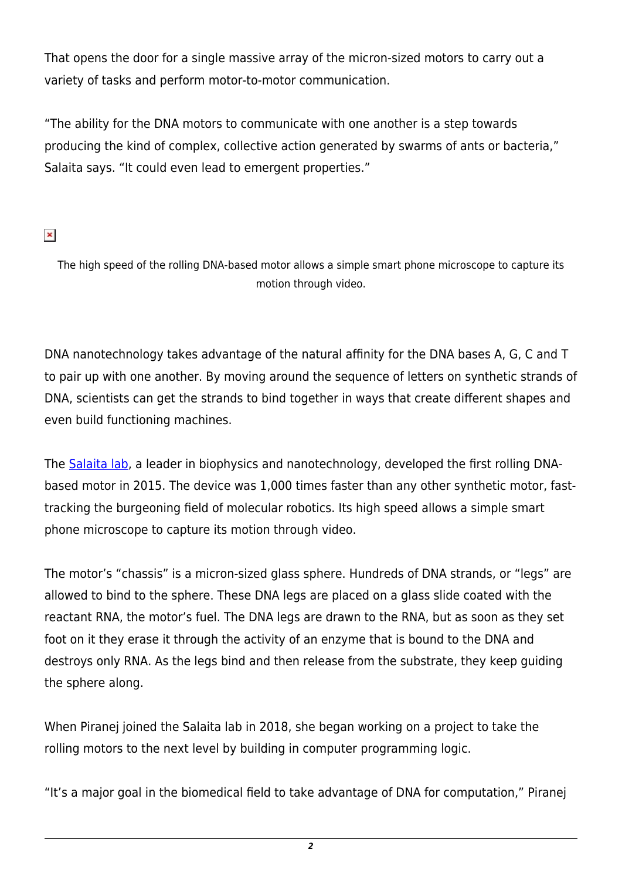That opens the door for a single massive array of the micron-sized motors to carry out a variety of tasks and perform motor-to-motor communication.

"The ability for the DNA motors to communicate with one another is a step towards producing the kind of complex, collective action generated by swarms of ants or bacteria," Salaita says. "It could even lead to emergent properties."

The high speed of the rolling DNA-based motor allows a simple smart phone microscope to capture its motion through video.

DNA nanotechnology takes advantage of the natural affinity for the DNA bases A, G, C and T to pair up with one another. By moving around the sequence of letters on synthetic strands of DNA, scientists can get the strands to bind together in ways that create different shapes and even build functioning machines.

The Salaita lab, a leader in biophysics and nanotechnology, developed the first rolling DNA-based motor in 2015. The device was 1,000 times faster than any other synthetic motor, fast-tracking the burgeoning field of molecular robotics. Its high speed allows a simple smart phone microscope to capture its motion through video.

The motor's "chassis" is a micron-sized glass sphere. Hundreds of DNA strands, or "legs" are allowed to bind to the sphere. These DNA legs are placed on a glass slide coated with the reactant RNA, the motor's fuel. The DNA legs are drawn to the RNA, but as soon as they set foot on it they erase it through the activity of an enzyme that is bound to the DNA and destroys only RNA. As the legs bind and then release from the substrate, they keep guiding the sphere along.

When Piranej joined the Salaita lab in 2018, she began working on a project to take the rolling motors to the next level by building in computer programming logic.

"It's a major goal in the biomedical field to take advantage of DNA for computation," Piranej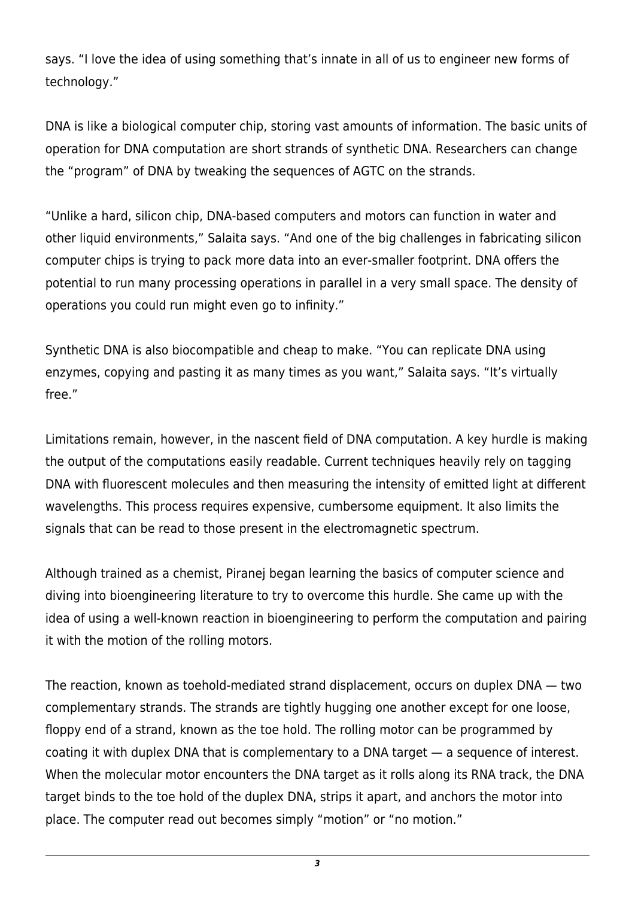says. “I love the idea of using something that’s innate in all of us to engineer new forms of technology.”

DNA is like a biological computer chip, storing vast amounts of information. The basic units of operation for DNA computation are short strands of synthetic DNA. Researchers can change the “program” of DNA by tweaking the sequences of AGTC on the strands.

“Unlike a hard, silicon chip, DNA-based computers and motors can function in water and other liquid environments,” Salaita says. “And one of the big challenges in fabricating silicon computer chips is trying to pack more data into an ever-smaller footprint. DNA offers the potential to run many processing operations in parallel in a very small space. The density of operations you could run might even go to infinity.”

Synthetic DNA is also biocompatible and cheap to make. “You can replicate DNA using enzymes, copying and pasting it as many times as you want,” Salaita says. “It’s virtually free.”

Limitations remain, however, in the nascent field of DNA computation. A key hurdle is making the output of the computations easily readable. Current techniques heavily rely on tagging DNA with fluorescent molecules and then measuring the intensity of emitted light at different wavelengths. This process requires expensive, cumbersome equipment. It also limits the signals that can be read to those present in the electromagnetic spectrum.

Although trained as a chemist, Piranej began learning the basics of computer science and diving into bioengineering literature to try to overcome this hurdle. She came up with the idea of using a well-known reaction in bioengineering to perform the computation and pairing it with the motion of the rolling motors.

The reaction, known as toehold-mediated strand displacement, occurs on duplex DNA — two complementary strands. The strands are tightly hugging one another except for one loose, floppy end of a strand, known as the toe hold. The rolling motor can be programmed by coating it with duplex DNA that is complementary to a DNA target — a sequence of interest. When the molecular motor encounters the DNA target as it rolls along its RNA track, the DNA target binds to the toe hold of the duplex DNA, strips it apart, and anchors the motor into place. The computer read out becomes simply “motion” or “no motion.”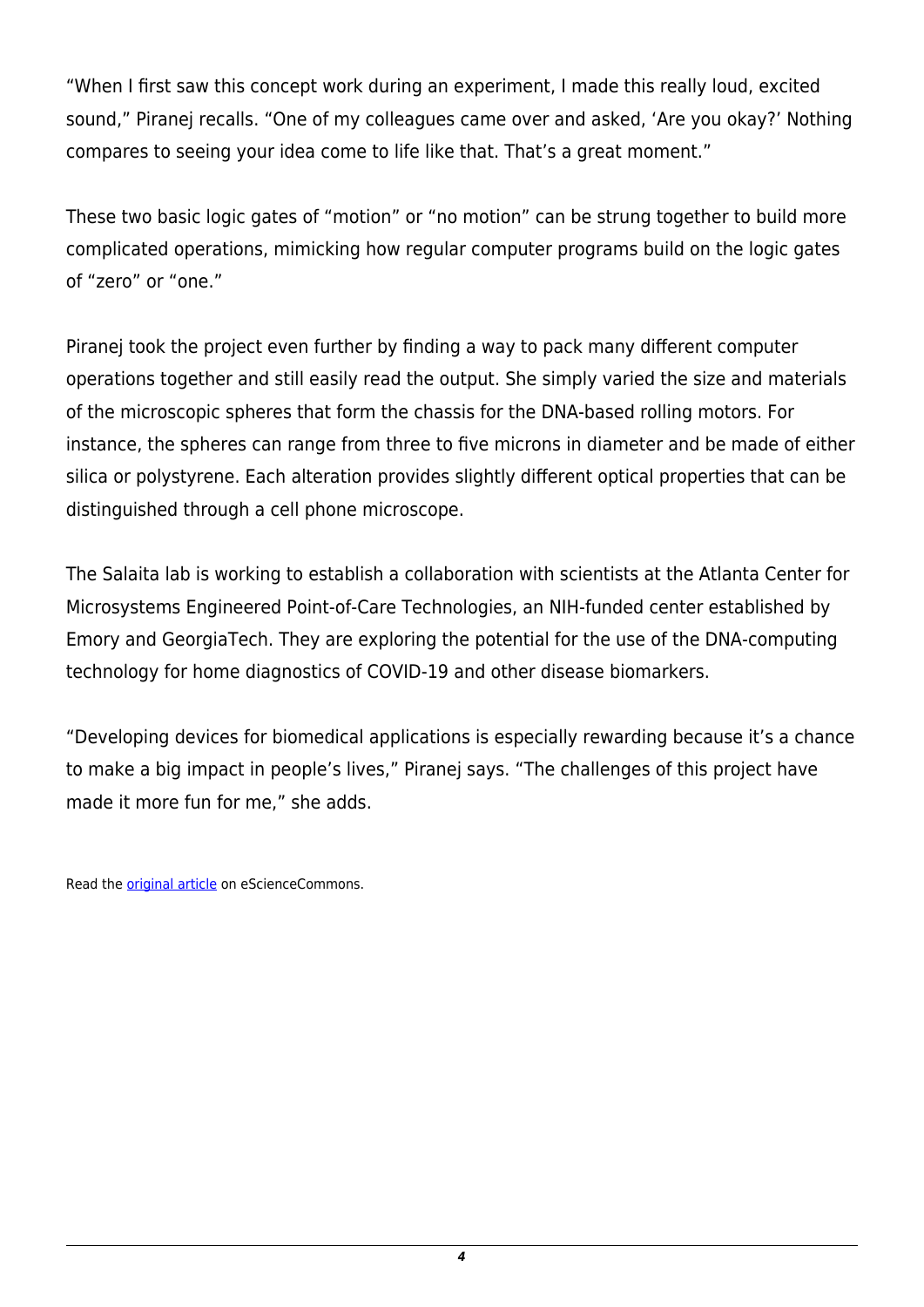"When I first saw this concept work during an experiment, I made this really loud, excited sound," Piranej recalls. "One of my colleagues came over and asked, 'Are you okay?' Nothing compares to seeing your idea come to life like that. That's a great moment."

These two basic logic gates of "motion" or "no motion" can be strung together to build more complicated operations, mimicking how regular computer programs build on the logic gates of "zero" or "one."

Piranej took the project even further by finding a way to pack many different computer operations together and still easily read the output. She simply varied the size and materials of the microscopic spheres that form the chassis for the DNA-based rolling motors. For instance, the spheres can range from three to five microns in diameter and be made of either silica or polystyrene. Each alteration provides slightly different optical properties that can be distinguished through a cell phone microscope.

The Salaita lab is working to establish a collaboration with scientists at the Atlanta Center for Microsystems Engineered Point-of-Care Technologies, an NIH-funded center established by Emory and GeorgiaTech. They are exploring the potential for the use of the DNA-computing technology for home diagnostics of COVID-19 and other disease biomarkers.

"Developing devices for biomedical applications is especially rewarding because it's a chance to make a big impact in people's lives," Piranej says. "The challenges of this project have made it more fun for me," she adds.

Read the [original article](#) on eScienceCommons.